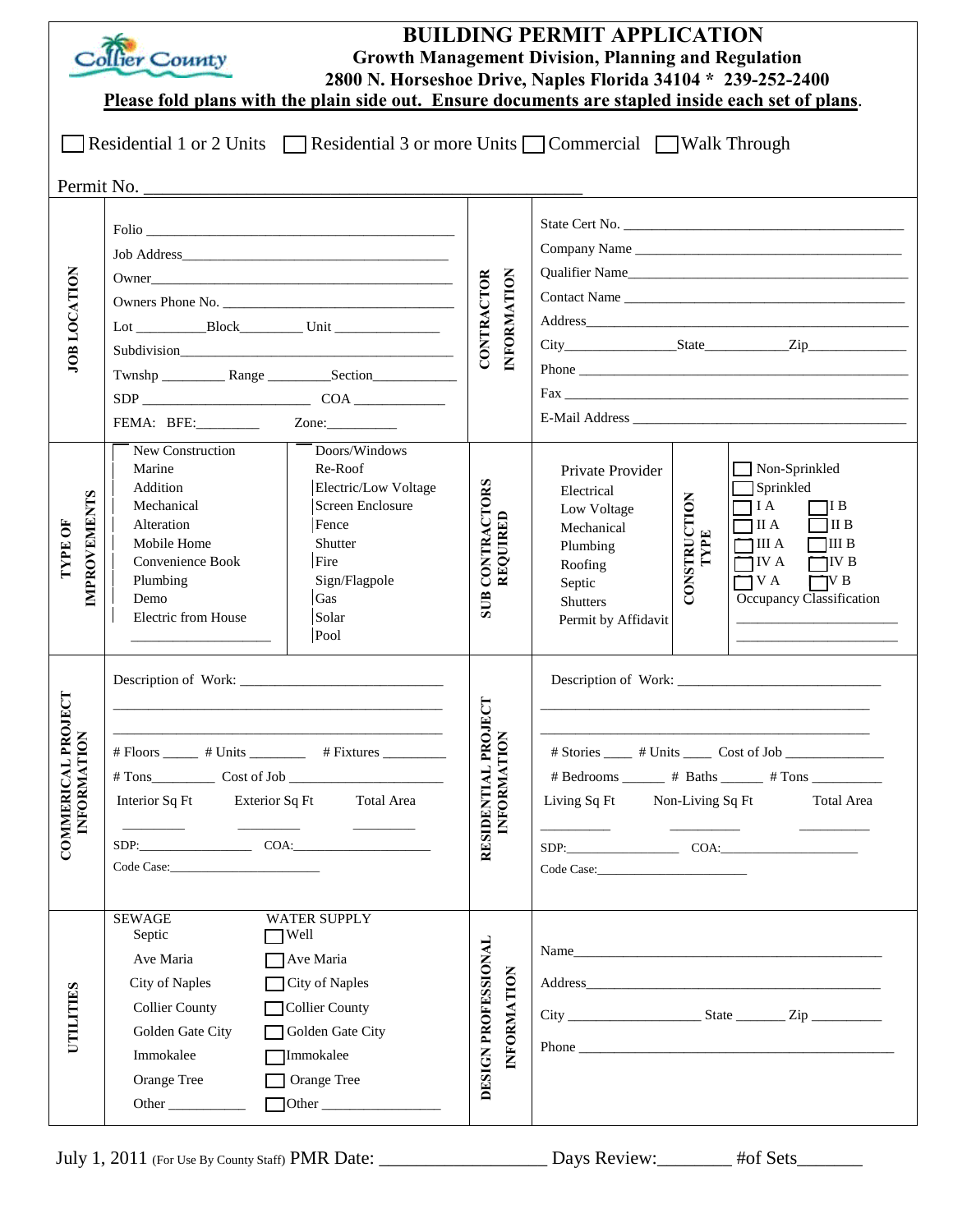# BUILDING PERMIT APPLICATION

**Growth Management Division, Planning and Regulation**

**2800 N. Horseshoe Drive, Naples Florida 34104 * 239-252-2400**

**Please fold plans with the plain side out. Ensure documents are stapled inside each set of plans.**

☐ Residential 1 or 2 Units ☐ Residential 3 or more Units ☐ Commercial ☐ Walk Through

Permit No. ______________________________________________

## JOB LOCATION

Folio ________________________________________

Job Address____________________________________

Owner_________________________________________

Owners Phone No. ______________________________

Lot __________Block_________ Unit _______________

Subdivision_____________________________________

Twnshp _________ Range _________Section__________

SDP _______________________ COA _____________

FEMA: BFE:_________ Zone:__________

## CONTRACTOR INFORMATION

State Cert No. _________________________________

Company Name _________________________________

Qualifier Name_________________________________

Contact Name __________________________________

Address_______________________________________

City________________State___________Zip_____________

Phone _______________________________________

Fax _________________________________________

E-Mail Address _________________________________

## TYPE OF IMPROVEMENTS

| | |
|---|---|
| New Construction | Doors/Windows |
| Marine | Re-Roof |
| Addition | Electric/Low Voltage |
| Mechanical | Screen Enclosure |
| Alteration | Fence |
| Mobile Home | Shutter |
| Convenience Book | Fire |
| Plumbing | Sign/Flagpole |
| Demo | Gas |
| Electric from House | Solar |
| __________________ | Pool |

## SUB CONTRACTORS REQUIRED

Private Provider
Electrical
Low Voltage
Mechanical
Plumbing
Roofing
Septic
Shutters
Permit by Affidavit

## CONSTRUCTION TYPE

☐ Non-Sprinkled
☐ Sprinkled

| | |
|---|---|
| ☐ I A | ☐ I B |
| ☐ II A | ☐ II B |
| ☐ III A | ☐ III B |
| ☐ IV A | ☐ IV B |
| ☐ V A | ☐ V B |

Occupancy Classification
______________________
______________________

## COMMERICAL PROJECT INFORMATION

Description of Work: ______________________________
__________________________________________________
__________________________________________________

# Floors _____ # Units ________ # Fixtures _________

# Tons_________ Cost of Job _____________________

Interior Sq Ft ________ Exterior Sq Ft ________ Total Area ________

SDP:_________________ COA:____________________

Code Case:________________________

## RESIDENTIAL PROJECT INFORMATION

Description of Work: ______________________________
__________________________________________________
__________________________________________________

# Stories ____ # Units ____ Cost of Job _______________

# Bedrooms ______ # Baths ______ # Tons __________

Living Sq Ft ________ Non-Living Sq Ft ________ Total Area ________

SDP:________________ COA:____________________

Code Case:________________________

## UTILITIES

| SEWAGE | WATER SUPPLY |
|---|---|
| Septic | ☐ Well |
| Ave Maria | ☐ Ave Maria |
| City of Naples | ☐ City of Naples |
| Collier County | ☐ Collier County |
| Golden Gate City | ☐ Golden Gate City |
| Immokalee | ☐ Immokalee |
| Orange Tree | ☐ Orange Tree |
| Other ___________ | ☐ Other ________________ |

## DESIGN PROFESSIONAL INFORMATION

Name_________________________________________

Address_______________________________________

City ___________________ State _______ Zip __________

Phone _______________________________________

July 1, 2011 (For Use By County Staff) PMR Date: _________________ Days Review:________ #of Sets_______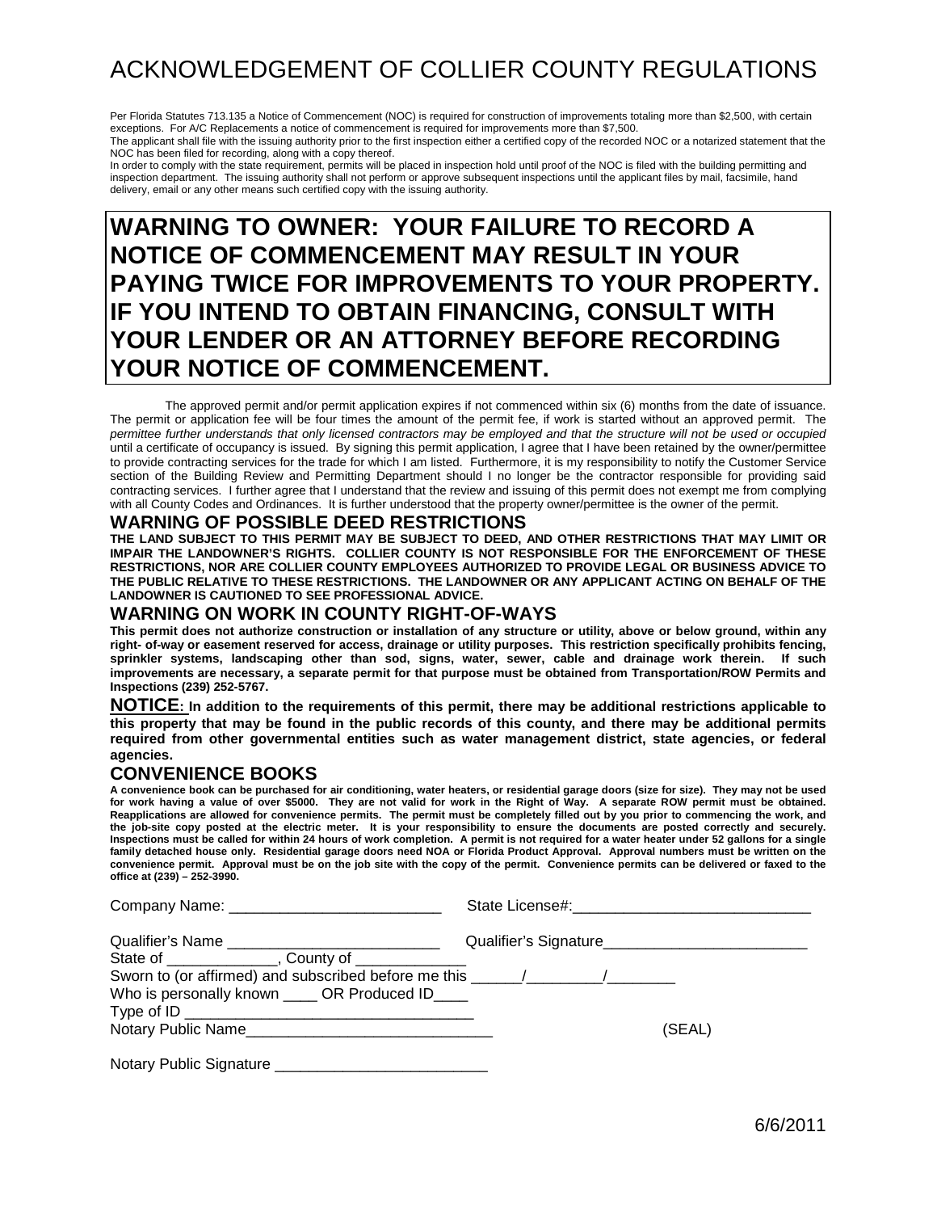# ACKNOWLEDGEMENT OF COLLIER COUNTY REGULATIONS

Per Florida Statutes 713.135 a Notice of Commencement (NOC) is required for construction of improvements totaling more than $2,500, with certain exceptions. For A/C Replacements a notice of commencement is required for improvements more than $7,500.
The applicant shall file with the issuing authority prior to the first inspection either a certified copy of the recorded NOC or a notarized statement that the NOC has been filed for recording, along with a copy thereof.
In order to comply with the state requirement, permits will be placed in inspection hold until proof of the NOC is filed with the building permitting and inspection department. The issuing authority shall not perform or approve subsequent inspections until the applicant files by mail, facsimile, hand delivery, email or any other means such certified copy with the issuing authority.

**WARNING TO OWNER: YOUR FAILURE TO RECORD A NOTICE OF COMMENCEMENT MAY RESULT IN YOUR PAYING TWICE FOR IMPROVEMENTS TO YOUR PROPERTY. IF YOU INTEND TO OBTAIN FINANCING, CONSULT WITH YOUR LENDER OR AN ATTORNEY BEFORE RECORDING YOUR NOTICE OF COMMENCEMENT.**

The approved permit and/or permit application expires if not commenced within six (6) months from the date of issuance. The permit or application fee will be four times the amount of the permit fee, if work is started without an approved permit. The *permittee further understands that only licensed contractors may be employed and that the structure will not be used or occupied* until a certificate of occupancy is issued. By signing this permit application, I agree that I have been retained by the owner/permittee to provide contracting services for the trade for which I am listed. Furthermore, it is my responsibility to notify the Customer Service section of the Building Review and Permitting Department should I no longer be the contractor responsible for providing said contracting services. I further agree that I understand that the review and issuing of this permit does not exempt me from complying with all County Codes and Ordinances. It is further understood that the property owner/permittee is the owner of the permit.

## WARNING OF POSSIBLE DEED RESTRICTIONS

**THE LAND SUBJECT TO THIS PERMIT MAY BE SUBJECT TO DEED, AND OTHER RESTRICTIONS THAT MAY LIMIT OR IMPAIR THE LANDOWNER'S RIGHTS. COLLIER COUNTY IS NOT RESPONSIBLE FOR THE ENFORCEMENT OF THESE RESTRICTIONS, NOR ARE COLLIER COUNTY EMPLOYEES AUTHORIZED TO PROVIDE LEGAL OR BUSINESS ADVICE TO THE PUBLIC RELATIVE TO THESE RESTRICTIONS. THE LANDOWNER OR ANY APPLICANT ACTING ON BEHALF OF THE LANDOWNER IS CAUTIONED TO SEE PROFESSIONAL ADVICE.**

## WARNING ON WORK IN COUNTY RIGHT-OF-WAYS

**This permit does not authorize construction or installation of any structure or utility, above or below ground, within any right- of-way or easement reserved for access, drainage or utility purposes. This restriction specifically prohibits fencing, sprinkler systems, landscaping other than sod, signs, water, sewer, cable and drainage work therein. If such improvements are necessary, a separate permit for that purpose must be obtained from Transportation/ROW Permits and Inspections (239) 252-5767.**

**NOTICE: In addition to the requirements of this permit, there may be additional restrictions applicable to this property that may be found in the public records of this county, and there may be additional permits required from other governmental entities such as water management district, state agencies, or federal agencies.**

## CONVENIENCE BOOKS

**A convenience book can be purchased for air conditioning, water heaters, or residential garage doors (size for size). They may not be used for work having a value of over $5000. They are not valid for work in the Right of Way. A separate ROW permit must be obtained. Reapplications are allowed for convenience permits. The permit must be completely filled out by you prior to commencing the work, and the job-site copy posted at the electric meter. It is your responsibility to ensure the documents are posted correctly and securely. Inspections must be called for within 24 hours of work completion. A permit is not required for a water heater under 52 gallons for a single family detached house only. Residential garage doors need NOA or Florida Product Approval. Approval numbers must be written on the convenience permit. Approval must be on the job site with the copy of the permit. Convenience permits can be delivered or faxed to the office at (239) – 252-3990.**

Company Name: ________________________ State License#:___________________________

Qualifier's Name ________________________ Qualifier's Signature_______________________

State of ____________, County of ____________

Sworn to (or affirmed) and subscribed before me this ______/_________/________

Who is personally known ____ OR Produced ID____

Type of ID _________________________________

Notary Public Name____________________________ (SEAL)

Notary Public Signature ________________________

6/6/2011